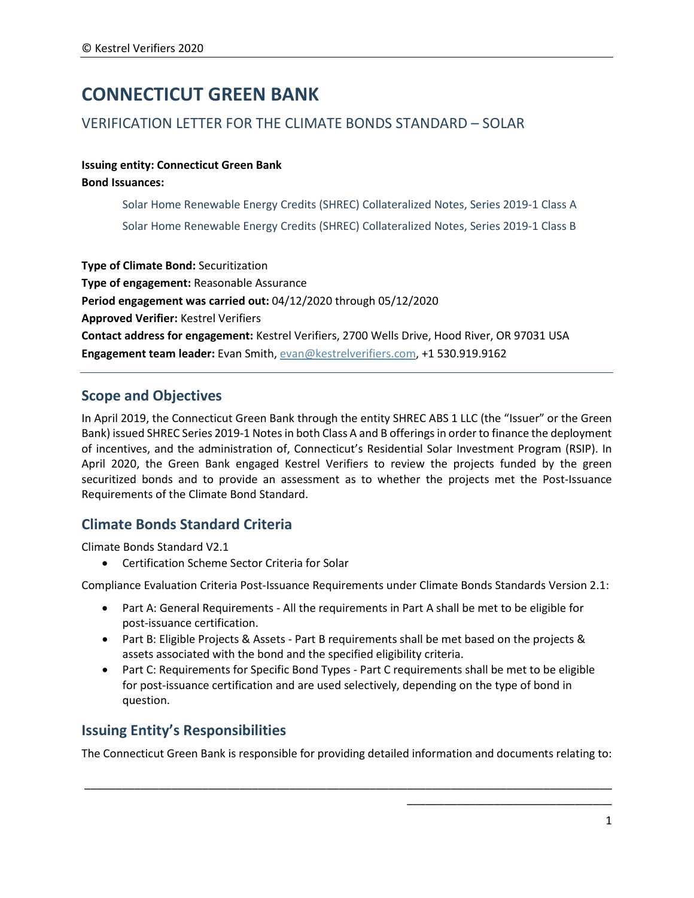# CONNECTICUT GREEN BANK

## VERIFICATION LETTER FOR THE CLIMATE BONDS STANDARD – SOLAR

**Issuing entity: Connecticut Green Bank**
**Bond Issuances:**

> Solar Home Renewable Energy Credits (SHREC) Collateralized Notes, Series 2019-1 Class A
> Solar Home Renewable Energy Credits (SHREC) Collateralized Notes, Series 2019-1 Class B

**Type of Climate Bond:** Securitization
**Type of engagement:** Reasonable Assurance
**Period engagement was carried out:** 04/12/2020 through 05/12/2020
**Approved Verifier:** Kestrel Verifiers
**Contact address for engagement:** Kestrel Verifiers, 2700 Wells Drive, Hood River, OR 97031 USA
**Engagement team leader:** Evan Smith, evan@kestrelverifiers.com, +1 530.919.9162

---

## Scope and Objectives

In April 2019, the Connecticut Green Bank through the entity SHREC ABS 1 LLC (the "Issuer" or the Green Bank) issued SHREC Series 2019-1 Notes in both Class A and B offerings in order to finance the deployment of incentives, and the administration of, Connecticut's Residential Solar Investment Program (RSIP). In April 2020, the Green Bank engaged Kestrel Verifiers to review the projects funded by the green securitized bonds and to provide an assessment as to whether the projects met the Post-Issuance Requirements of the Climate Bond Standard.

## Climate Bonds Standard Criteria

Climate Bonds Standard V2.1

- Certification Scheme Sector Criteria for Solar

Compliance Evaluation Criteria Post-Issuance Requirements under Climate Bonds Standards Version 2.1:

- Part A: General Requirements - All the requirements in Part A shall be met to be eligible for post-issuance certification.
- Part B: Eligible Projects & Assets - Part B requirements shall be met based on the projects & assets associated with the bond and the specified eligibility criteria.
- Part C: Requirements for Specific Bond Types - Part C requirements shall be met to be eligible for post-issuance certification and are used selectively, depending on the type of bond in question.

## Issuing Entity's Responsibilities

The Connecticut Green Bank is responsible for providing detailed information and documents relating to: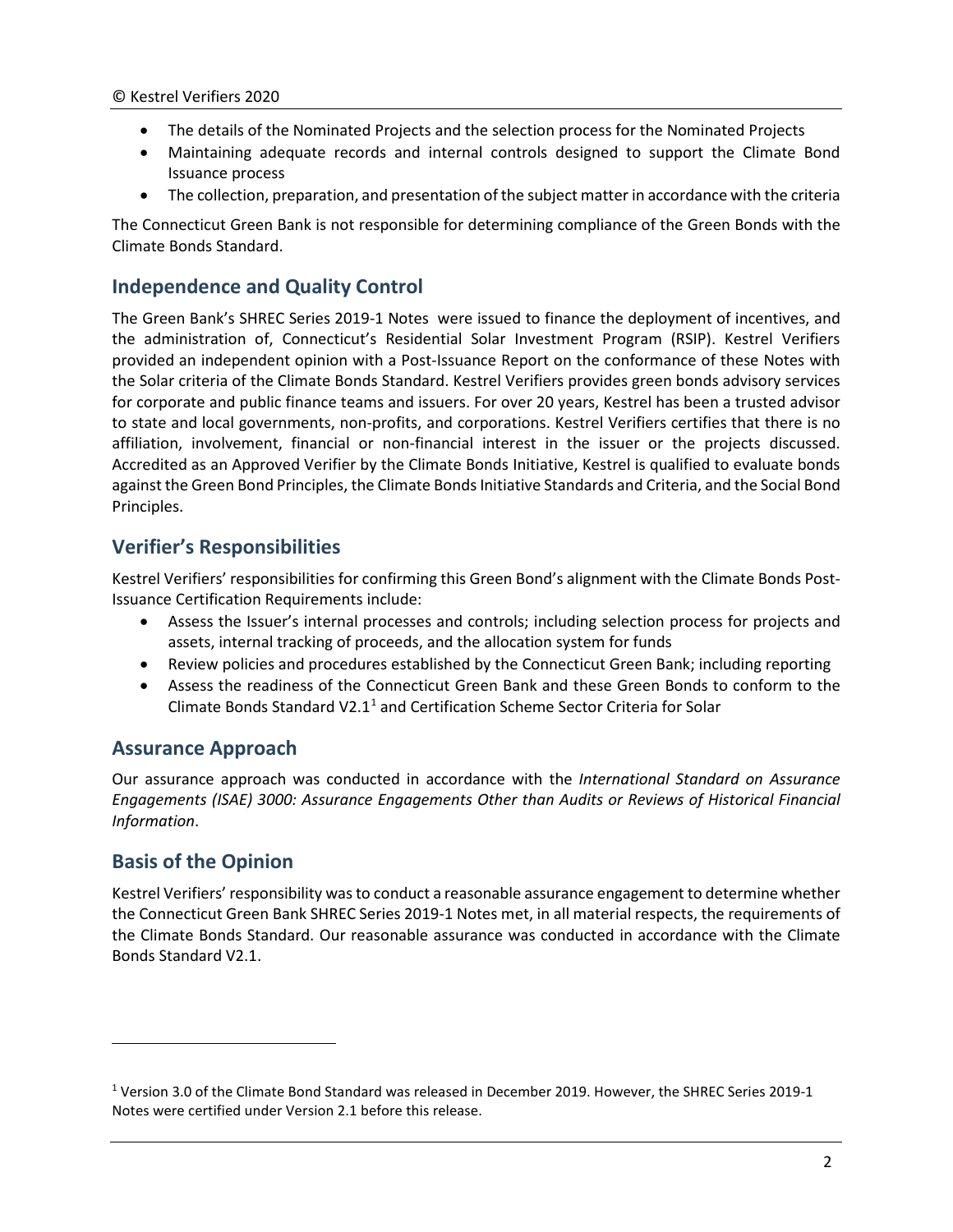- The details of the Nominated Projects and the selection process for the Nominated Projects
- Maintaining adequate records and internal controls designed to support the Climate Bond Issuance process
- The collection, preparation, and presentation of the subject matter in accordance with the criteria

The Connecticut Green Bank is not responsible for determining compliance of the Green Bonds with the Climate Bonds Standard.

## Independence and Quality Control

The Green Bank's SHREC Series 2019-1 Notes were issued to finance the deployment of incentives, and the administration of, Connecticut's Residential Solar Investment Program (RSIP). Kestrel Verifiers provided an independent opinion with a Post-Issuance Report on the conformance of these Notes with the Solar criteria of the Climate Bonds Standard. Kestrel Verifiers provides green bonds advisory services for corporate and public finance teams and issuers. For over 20 years, Kestrel has been a trusted advisor to state and local governments, non-profits, and corporations. Kestrel Verifiers certifies that there is no affiliation, involvement, financial or non-financial interest in the issuer or the projects discussed. Accredited as an Approved Verifier by the Climate Bonds Initiative, Kestrel is qualified to evaluate bonds against the Green Bond Principles, the Climate Bonds Initiative Standards and Criteria, and the Social Bond Principles.

## Verifier's Responsibilities

Kestrel Verifiers' responsibilities for confirming this Green Bond's alignment with the Climate Bonds Post-Issuance Certification Requirements include:

- Assess the Issuer's internal processes and controls; including selection process for projects and assets, internal tracking of proceeds, and the allocation system for funds
- Review policies and procedures established by the Connecticut Green Bank; including reporting
- Assess the readiness of the Connecticut Green Bank and these Green Bonds to conform to the Climate Bonds Standard V2.1[1] and Certification Scheme Sector Criteria for Solar

## Assurance Approach

Our assurance approach was conducted in accordance with the *International Standard on Assurance Engagements (ISAE) 3000: Assurance Engagements Other than Audits or Reviews of Historical Financial Information*.

## Basis of the Opinion

Kestrel Verifiers' responsibility was to conduct a reasonable assurance engagement to determine whether the Connecticut Green Bank SHREC Series 2019-1 Notes met, in all material respects, the requirements of the Climate Bonds Standard. Our reasonable assurance was conducted in accordance with the Climate Bonds Standard V2.1.

[1] Version 3.0 of the Climate Bond Standard was released in December 2019. However, the SHREC Series 2019-1 Notes were certified under Version 2.1 before this release.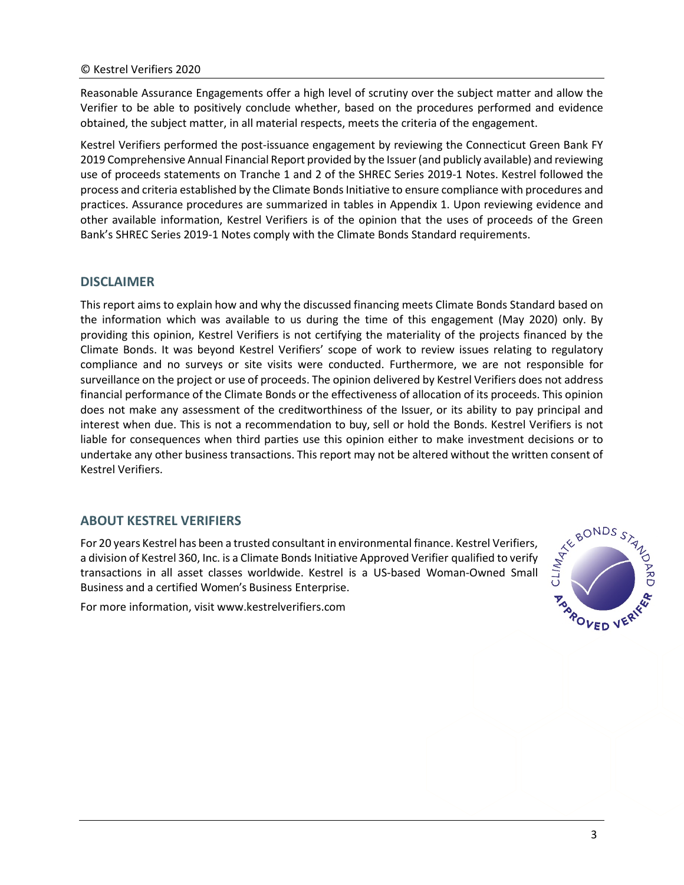Reasonable Assurance Engagements offer a high level of scrutiny over the subject matter and allow the Verifier to be able to positively conclude whether, based on the procedures performed and evidence obtained, the subject matter, in all material respects, meets the criteria of the engagement.

Kestrel Verifiers performed the post-issuance engagement by reviewing the Connecticut Green Bank FY 2019 Comprehensive Annual Financial Report provided by the Issuer (and publicly available) and reviewing use of proceeds statements on Tranche 1 and 2 of the SHREC Series 2019-1 Notes. Kestrel followed the process and criteria established by the Climate Bonds Initiative to ensure compliance with procedures and practices. Assurance procedures are summarized in tables in Appendix 1. Upon reviewing evidence and other available information, Kestrel Verifiers is of the opinion that the uses of proceeds of the Green Bank's SHREC Series 2019-1 Notes comply with the Climate Bonds Standard requirements.

## DISCLAIMER

This report aims to explain how and why the discussed financing meets Climate Bonds Standard based on the information which was available to us during the time of this engagement (May 2020) only. By providing this opinion, Kestrel Verifiers is not certifying the materiality of the projects financed by the Climate Bonds. It was beyond Kestrel Verifiers' scope of work to review issues relating to regulatory compliance and no surveys or site visits were conducted. Furthermore, we are not responsible for surveillance on the project or use of proceeds. The opinion delivered by Kestrel Verifiers does not address financial performance of the Climate Bonds or the effectiveness of allocation of its proceeds. This opinion does not make any assessment of the creditworthiness of the Issuer, or its ability to pay principal and interest when due. This is not a recommendation to buy, sell or hold the Bonds. Kestrel Verifiers is not liable for consequences when third parties use this opinion either to make investment decisions or to undertake any other business transactions. This report may not be altered without the written consent of Kestrel Verifiers.

## ABOUT KESTREL VERIFIERS

For 20 years Kestrel has been a trusted consultant in environmental finance. Kestrel Verifiers, a division of Kestrel 360, Inc. is a Climate Bonds Initiative Approved Verifier qualified to verify transactions in all asset classes worldwide. Kestrel is a US-based Woman-Owned Small Business and a certified Women's Business Enterprise.

For more information, visit www.kestrelverifiers.com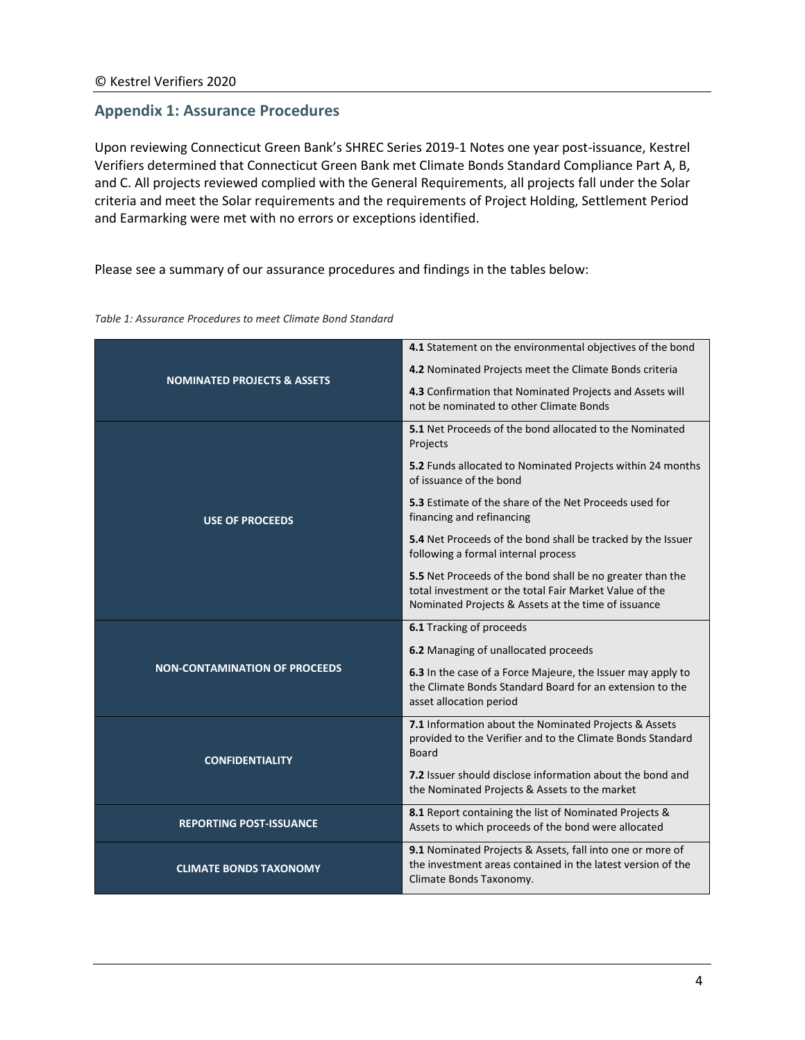## Appendix 1: Assurance Procedures

Upon reviewing Connecticut Green Bank's SHREC Series 2019-1 Notes one year post-issuance, Kestrel Verifiers determined that Connecticut Green Bank met Climate Bonds Standard Compliance Part A, B, and C. All projects reviewed complied with the General Requirements, all projects fall under the Solar criteria and meet the Solar requirements and the requirements of Project Holding, Settlement Period and Earmarking were met with no errors or exceptions identified.

Please see a summary of our assurance procedures and findings in the tables below:

*Table 1: Assurance Procedures to meet Climate Bond Standard*

| | |
|---|---|
| **NOMINATED PROJECTS & ASSETS** | **4.1** Statement on the environmental objectives of the bond<br>**4.2** Nominated Projects meet the Climate Bonds criteria<br>**4.3** Confirmation that Nominated Projects and Assets will not be nominated to other Climate Bonds |
| **USE OF PROCEEDS** | **5.1** Net Proceeds of the bond allocated to the Nominated Projects<br>**5.2** Funds allocated to Nominated Projects within 24 months of issuance of the bond<br>**5.3** Estimate of the share of the Net Proceeds used for financing and refinancing<br>**5.4** Net Proceeds of the bond shall be tracked by the Issuer following a formal internal process<br>**5.5** Net Proceeds of the bond shall be no greater than the total investment or the total Fair Market Value of the Nominated Projects & Assets at the time of issuance |
| **NON-CONTAMINATION OF PROCEEDS** | **6.1** Tracking of proceeds<br>**6.2** Managing of unallocated proceeds<br>**6.3** In the case of a Force Majeure, the Issuer may apply to the Climate Bonds Standard Board for an extension to the asset allocation period |
| **CONFIDENTIALITY** | **7.1** Information about the Nominated Projects & Assets provided to the Verifier and to the Climate Bonds Standard Board<br>**7.2** Issuer should disclose information about the bond and the Nominated Projects & Assets to the market |
| **REPORTING POST-ISSUANCE** | **8.1** Report containing the list of Nominated Projects & Assets to which proceeds of the bond were allocated |
| **CLIMATE BONDS TAXONOMY** | **9.1** Nominated Projects & Assets, fall into one or more of the investment areas contained in the latest version of the Climate Bonds Taxonomy. |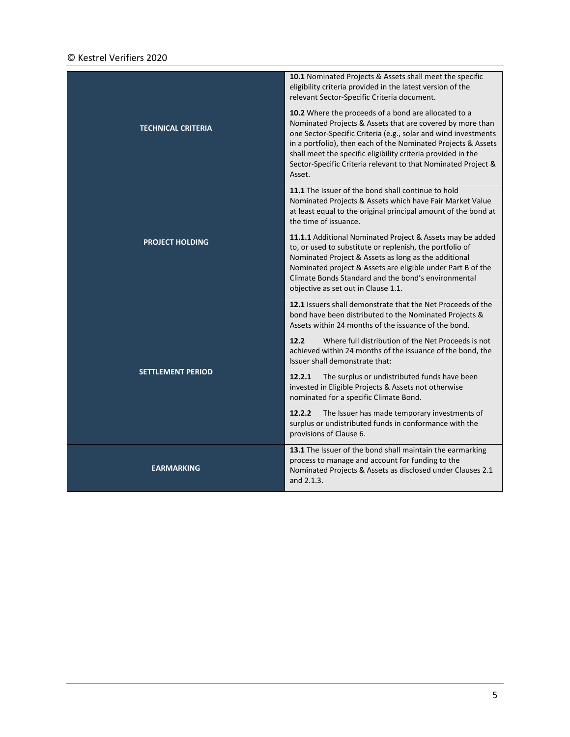| | |
|---|---|
| **TECHNICAL CRITERIA** | **10.1** Nominated Projects & Assets shall meet the specific eligibility criteria provided in the latest version of the relevant Sector-Specific Criteria document.<br><br>**10.2** Where the proceeds of a bond are allocated to a Nominated Projects & Assets that are covered by more than one Sector-Specific Criteria (e.g., solar and wind investments in a portfolio), then each of the Nominated Projects & Assets shall meet the specific eligibility criteria provided in the Sector-Specific Criteria relevant to that Nominated Project & Asset. |
| **PROJECT HOLDING** | **11.1** The Issuer of the bond shall continue to hold Nominated Projects & Assets which have Fair Market Value at least equal to the original principal amount of the bond at the time of issuance.<br><br>**11.1.1** Additional Nominated Project & Assets may be added to, or used to substitute or replenish, the portfolio of Nominated Project & Assets as long as the additional Nominated project & Assets are eligible under Part B of the Climate Bonds Standard and the bond's environmental objective as set out in Clause 1.1. |
| **SETTLEMENT PERIOD** | **12.1** Issuers shall demonstrate that the Net Proceeds of the bond have been distributed to the Nominated Projects & Assets within 24 months of the issuance of the bond.<br><br>**12.2** Where full distribution of the Net Proceeds is not achieved within 24 months of the issuance of the bond, the Issuer shall demonstrate that:<br><br>**12.2.1** The surplus or undistributed funds have been invested in Eligible Projects & Assets not otherwise nominated for a specific Climate Bond.<br><br>**12.2.2** The Issuer has made temporary investments of surplus or undistributed funds in conformance with the provisions of Clause 6. |
| **EARMARKING** | **13.1** The Issuer of the bond shall maintain the earmarking process to manage and account for funding to the Nominated Projects & Assets as disclosed under Clauses 2.1 and 2.1.3. |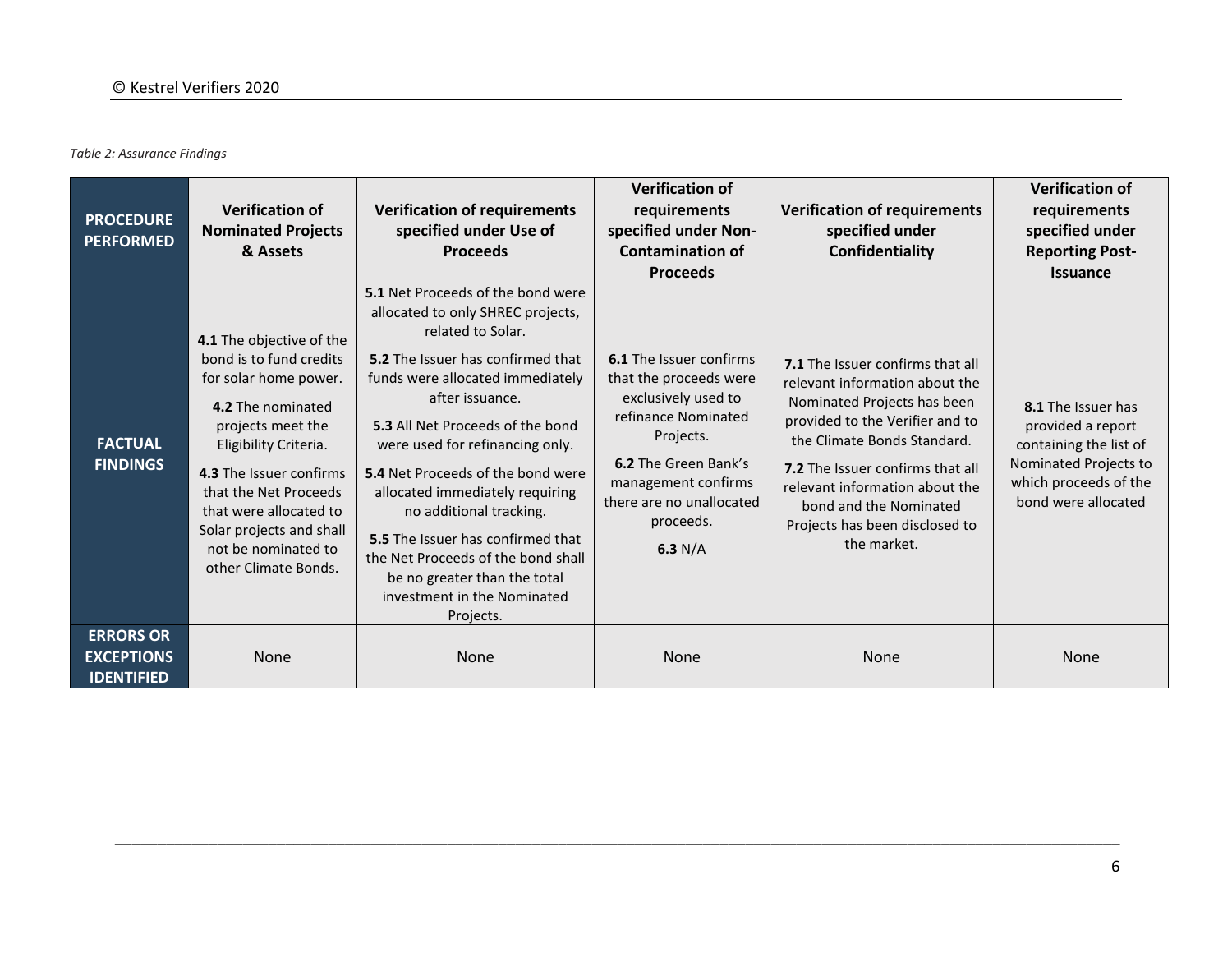*Table 2: Assurance Findings*

| PROCEDURE PERFORMED | Verification of Nominated Projects & Assets | Verification of requirements specified under Use of Proceeds | Verification of requirements specified under Non-Contamination of Proceeds | Verification of requirements specified under Confidentiality | Verification of requirements specified under Reporting Post-Issuance |
|---|---|---|---|---|---|
| FACTUAL FINDINGS | **4.1** The objective of the bond is to fund credits for solar home power.<br>**4.2** The nominated projects meet the Eligibility Criteria.<br>**4.3** The Issuer confirms that the Net Proceeds that were allocated to Solar projects and shall not be nominated to other Climate Bonds. | **5.1** Net Proceeds of the bond were allocated to only SHREC projects, related to Solar.<br>**5.2** The Issuer has confirmed that funds were allocated immediately after issuance.<br>**5.3** All Net Proceeds of the bond were used for refinancing only.<br>**5.4** Net Proceeds of the bond were allocated immediately requiring no additional tracking.<br>**5.5** The Issuer has confirmed that the Net Proceeds of the bond shall be no greater than the total investment in the Nominated Projects. | **6.1** The Issuer confirms that the proceeds were exclusively used to refinance Nominated Projects.<br>**6.2** The Green Bank's management confirms there are no unallocated proceeds.<br>**6.3** N/A | **7.1** The Issuer confirms that all relevant information about the Nominated Projects has been provided to the Verifier and to the Climate Bonds Standard.<br>**7.2** The Issuer confirms that all relevant information about the bond and the Nominated Projects has been disclosed to the market. | **8.1** The Issuer has provided a report containing the list of Nominated Projects to which proceeds of the bond were allocated |
| ERRORS OR EXCEPTIONS IDENTIFIED | None | None | None | None | None |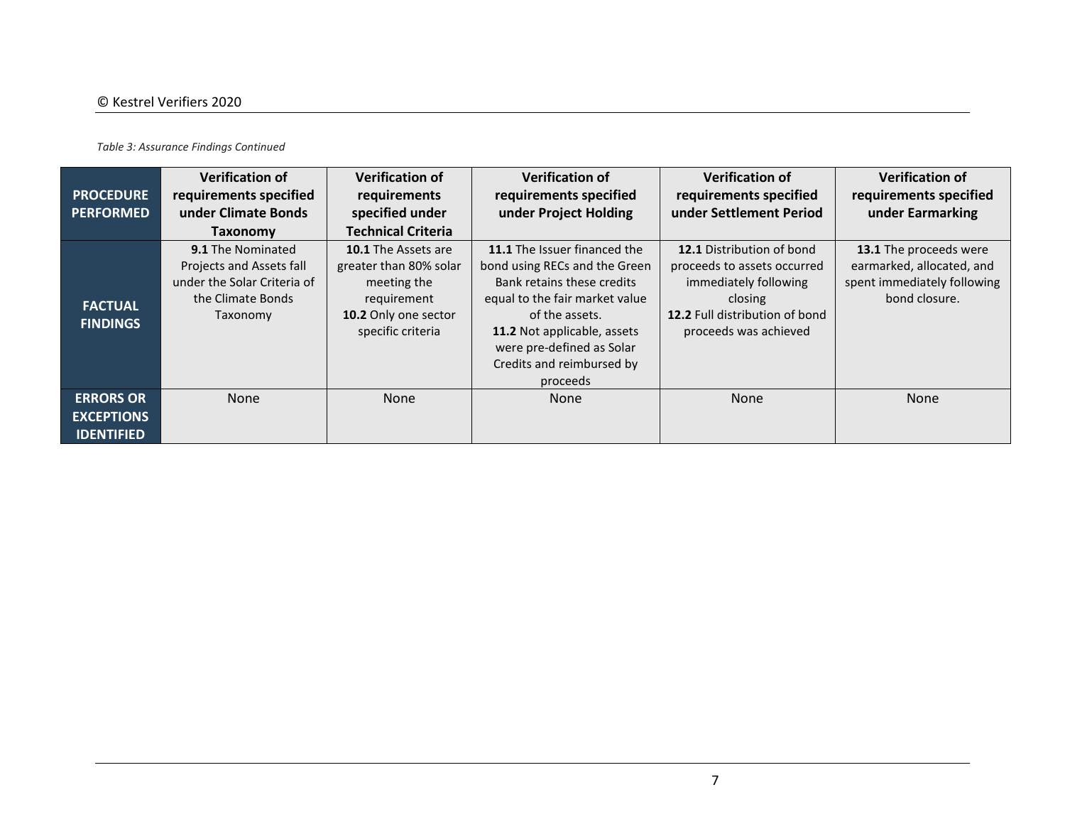*Table 3: Assurance Findings Continued*

| PROCEDURE PERFORMED | Verification of requirements specified under Climate Bonds Taxonomy | Verification of requirements specified under Technical Criteria | Verification of requirements specified under Project Holding | Verification of requirements specified under Settlement Period | Verification of requirements specified under Earmarking |
|---|---|---|---|---|---|
| **FACTUAL FINDINGS** | **9.1** The Nominated Projects and Assets fall under the Solar Criteria of the Climate Bonds Taxonomy | **10.1** The Assets are greater than 80% solar meeting the requirement<br>**10.2** Only one sector specific criteria | **11.1** The Issuer financed the bond using RECs and the Green Bank retains these credits equal to the fair market value of the assets.<br>**11.2** Not applicable, assets were pre-defined as Solar Credits and reimbursed by proceeds | **12.1** Distribution of bond proceeds to assets occurred immediately following closing<br>**12.2** Full distribution of bond proceeds was achieved | **13.1** The proceeds were earmarked, allocated, and spent immediately following bond closure. |
| **ERRORS OR EXCEPTIONS IDENTIFIED** | None | None | None | None | None |